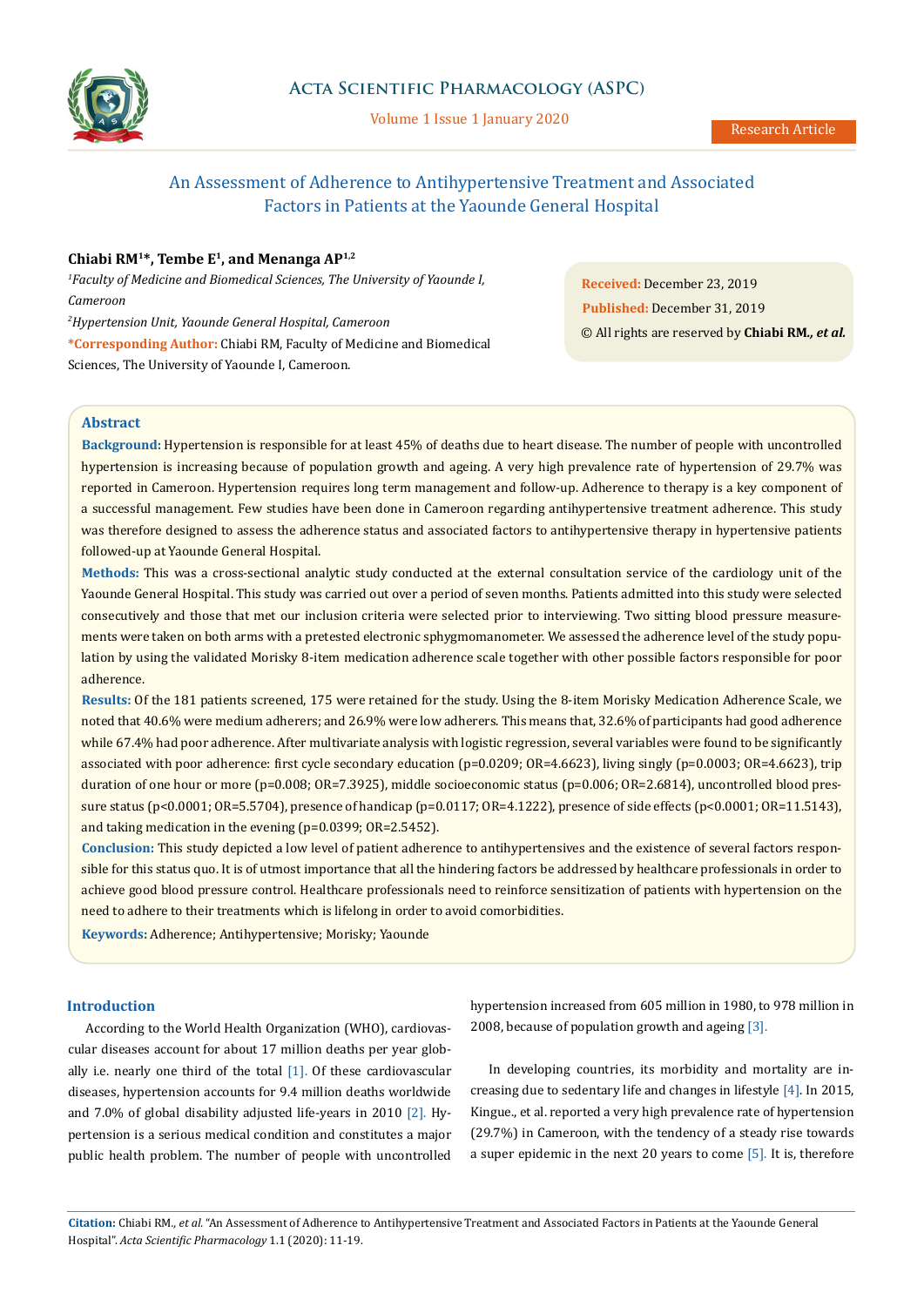# An Assessment of Adherence to Antihypertensive Treatment and Associated Factors in Patients at the Yaounde General Hospital

**Chiabi RM[1]*, Tembe E[1], and Menanga AP[1,2]**

[1]*Faculty of Medicine and Biomedical Sciences, The University of Yaounde I, Cameroon*

[2]*Hypertension Unit, Yaounde General Hospital, Cameroon*

***Corresponding Author:** Chiabi RM, Faculty of Medicine and Biomedical Sciences, The University of Yaounde I, Cameroon.

**Received:** December 23, 2019

**Published:** December 31, 2019

© All rights are reserved by **Chiabi RM., *et al.***

## Abstract

**Background:** Hypertension is responsible for at least 45% of deaths due to heart disease. The number of people with uncontrolled hypertension is increasing because of population growth and ageing. A very high prevalence rate of hypertension of 29.7% was reported in Cameroon. Hypertension requires long term management and follow-up. Adherence to therapy is a key component of a successful management. Few studies have been done in Cameroon regarding antihypertensive treatment adherence. This study was therefore designed to assess the adherence status and associated factors to antihypertensive therapy in hypertensive patients followed-up at Yaounde General Hospital.

**Methods:** This was a cross-sectional analytic study conducted at the external consultation service of the cardiology unit of the Yaounde General Hospital. This study was carried out over a period of seven months. Patients admitted into this study were selected consecutively and those that met our inclusion criteria were selected prior to interviewing. Two sitting blood pressure measurements were taken on both arms with a pretested electronic sphygmomanometer. We assessed the adherence level of the study population by using the validated Morisky 8-item medication adherence scale together with other possible factors responsible for poor adherence.

**Results:** Of the 181 patients screened, 175 were retained for the study. Using the 8-item Morisky Medication Adherence Scale, we noted that 40.6% were medium adherers; and 26.9% were low adherers. This means that, 32.6% of participants had good adherence while 67.4% had poor adherence. After multivariate analysis with logistic regression, several variables were found to be significantly associated with poor adherence: first cycle secondary education (p=0.0209; OR=4.6623), living singly (p=0.0003; OR=4.6623), trip duration of one hour or more (p=0.008; OR=7.3925), middle socioeconomic status (p=0.006; OR=2.6814), uncontrolled blood pressure status (p<0.0001; OR=5.5704), presence of handicap (p=0.0117; OR=4.1222), presence of side effects (p<0.0001; OR=11.5143), and taking medication in the evening (p=0.0399; OR=2.5452).

**Conclusion:** This study depicted a low level of patient adherence to antihypertensives and the existence of several factors responsible for this status quo. It is of utmost importance that all the hindering factors be addressed by healthcare professionals in order to achieve good blood pressure control. Healthcare professionals need to reinforce sensitization of patients with hypertension on the need to adhere to their treatments which is lifelong in order to avoid comorbidities.

**Keywords:** Adherence; Antihypertensive; Morisky; Yaounde

## Introduction

According to the World Health Organization (WHO), cardiovascular diseases account for about 17 million deaths per year globally i.e. nearly one third of the total [1]. Of these cardiovascular diseases, hypertension accounts for 9.4 million deaths worldwide and 7.0% of global disability adjusted life-years in 2010 [2]. Hypertension is a serious medical condition and constitutes a major public health problem. The number of people with uncontrolled hypertension increased from 605 million in 1980, to 978 million in 2008, because of population growth and ageing [3].

In developing countries, its morbidity and mortality are increasing due to sedentary life and changes in lifestyle [4]. In 2015, Kingue., et al. reported a very high prevalence rate of hypertension (29.7%) in Cameroon, with the tendency of a steady rise towards a super epidemic in the next 20 years to come [5]. It is, therefore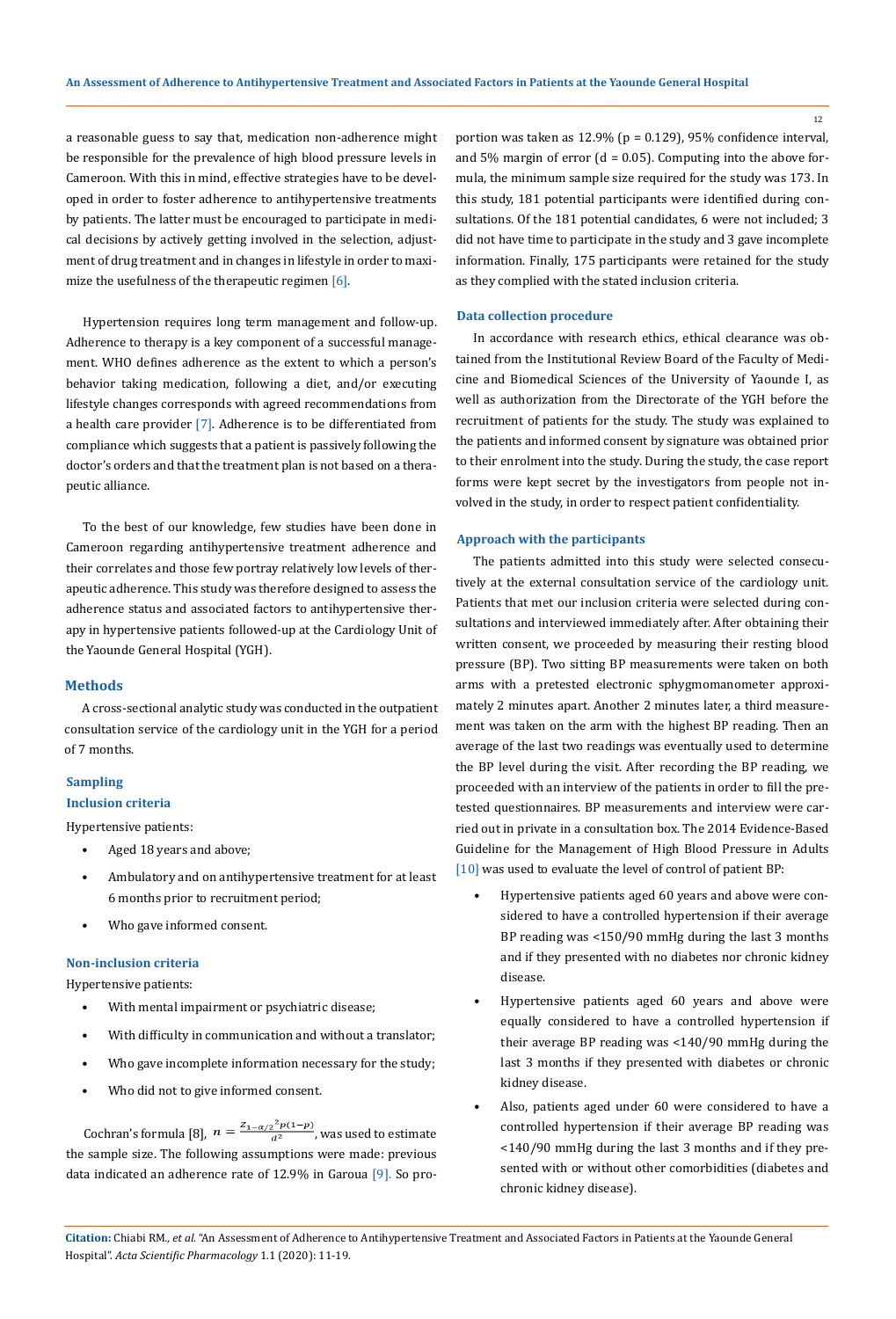a reasonable guess to say that, medication non-adherence might be responsible for the prevalence of high blood pressure levels in Cameroon. With this in mind, effective strategies have to be developed in order to foster adherence to antihypertensive treatments by patients. The latter must be encouraged to participate in medical decisions by actively getting involved in the selection, adjustment of drug treatment and in changes in lifestyle in order to maximize the usefulness of the therapeutic regimen [6].

Hypertension requires long term management and follow-up. Adherence to therapy is a key component of a successful management. WHO defines adherence as the extent to which a person's behavior taking medication, following a diet, and/or executing lifestyle changes corresponds with agreed recommendations from a health care provider [7]. Adherence is to be differentiated from compliance which suggests that a patient is passively following the doctor's orders and that the treatment plan is not based on a therapeutic alliance.

To the best of our knowledge, few studies have been done in Cameroon regarding antihypertensive treatment adherence and their correlates and those few portray relatively low levels of therapeutic adherence. This study was therefore designed to assess the adherence status and associated factors to antihypertensive therapy in hypertensive patients followed-up at the Cardiology Unit of the Yaounde General Hospital (YGH).

## Methods

A cross-sectional analytic study was conducted in the outpatient consultation service of the cardiology unit in the YGH for a period of 7 months.

### Sampling

### Inclusion criteria

Hypertensive patients:

- Aged 18 years and above;
- Ambulatory and on antihypertensive treatment for at least 6 months prior to recruitment period;
- Who gave informed consent.

### Non-inclusion criteria

Hypertensive patients:

- With mental impairment or psychiatric disease;
- With difficulty in communication and without a translator;
- Who gave incomplete information necessary for the study;
- Who did not to give informed consent.

Cochran's formula [8], $n = \frac{Z_{1-\alpha/2}{}^2 p(1-p)}{d^2}$, was used to estimate the sample size. The following assumptions were made: previous data indicated an adherence rate of 12.9% in Garoua [9]. So proportion was taken as 12.9% (p = 0.129), 95% confidence interval, and 5% margin of error (d = 0.05). Computing into the above formula, the minimum sample size required for the study was 173. In this study, 181 potential participants were identified during consultations. Of the 181 potential candidates, 6 were not included; 3 did not have time to participate in the study and 3 gave incomplete information. Finally, 175 participants were retained for the study as they complied with the stated inclusion criteria.

### Data collection procedure

In accordance with research ethics, ethical clearance was obtained from the Institutional Review Board of the Faculty of Medicine and Biomedical Sciences of the University of Yaounde I, as well as authorization from the Directorate of the YGH before the recruitment of patients for the study. The study was explained to the patients and informed consent by signature was obtained prior to their enrolment into the study. During the study, the case report forms were kept secret by the investigators from people not involved in the study, in order to respect patient confidentiality.

### Approach with the participants

The patients admitted into this study were selected consecutively at the external consultation service of the cardiology unit. Patients that met our inclusion criteria were selected during consultations and interviewed immediately after. After obtaining their written consent, we proceeded by measuring their resting blood pressure (BP). Two sitting BP measurements were taken on both arms with a pretested electronic sphygmomanometer approximately 2 minutes apart. Another 2 minutes later, a third measurement was taken on the arm with the highest BP reading. Then an average of the last two readings was eventually used to determine the BP level during the visit. After recording the BP reading, we proceeded with an interview of the patients in order to fill the pretested questionnaires. BP measurements and interview were carried out in private in a consultation box. The 2014 Evidence-Based Guideline for the Management of High Blood Pressure in Adults [10] was used to evaluate the level of control of patient BP:

- Hypertensive patients aged 60 years and above were considered to have a controlled hypertension if their average BP reading was <150/90 mmHg during the last 3 months and if they presented with no diabetes nor chronic kidney disease.
- Hypertensive patients aged 60 years and above were equally considered to have a controlled hypertension if their average BP reading was <140/90 mmHg during the last 3 months if they presented with diabetes or chronic kidney disease.
- Also, patients aged under 60 were considered to have a controlled hypertension if their average BP reading was <140/90 mmHg during the last 3 months and if they presented with or without other comorbidities (diabetes and chronic kidney disease).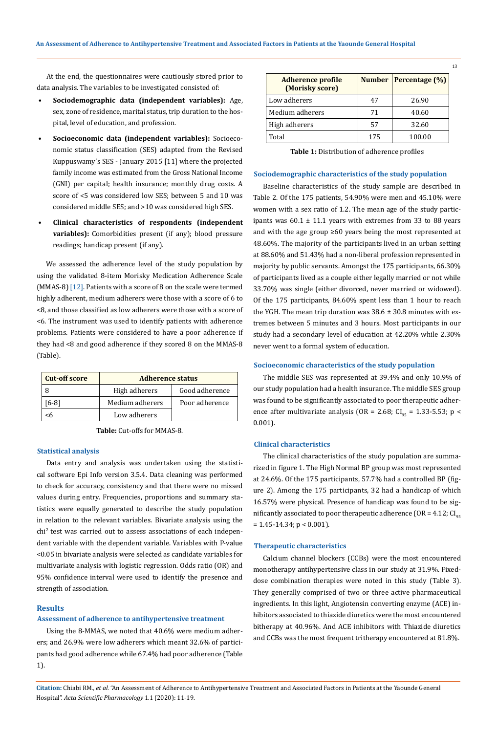At the end, the questionnaires were cautiously stored prior to data analysis. The variables to be investigated consisted of:

- **Sociodemographic data (independent variables):** Age, sex, zone of residence, marital status, trip duration to the hospital, level of education, and profession.
- **Socioeconomic data (independent variables):** Socioeconomic status classification (SES) adapted from the Revised Kuppuswamy's SES - January 2015 [11] where the projected family income was estimated from the Gross National Income (GNI) per capital; health insurance; monthly drug costs. A score of <5 was considered low SES; between 5 and 10 was considered middle SES; and >10 was considered high SES.
- **Clinical characteristics of respondents (independent variables):** Comorbidities present (if any); blood pressure readings; handicap present (if any).

We assessed the adherence level of the study population by using the validated 8-item Morisky Medication Adherence Scale (MMAS-8) [12]. Patients with a score of 8 on the scale were termed highly adherent, medium adherers were those with a score of 6 to <8, and those classified as low adherers were those with a score of <6. The instrument was used to identify patients with adherence problems. Patients were considered to have a poor adherence if they had <8 and good adherence if they scored 8 on the MMAS-8 (Table).

| Cut-off score | Adherence status | |
|---|---|---|
| 8 | High adherers | Good adherence |
| [6-8] | Medium adherers | Poor adherence |
| <6 | Low adherers | |

**Table:** Cut-offs for MMAS-8.

### Statistical analysis

Data entry and analysis was undertaken using the statistical software Epi Info version 3.5.4. Data cleaning was performed to check for accuracy, consistency and that there were no missed values during entry. Frequencies, proportions and summary statistics were equally generated to describe the study population in relation to the relevant variables. Bivariate analysis using the $chi^2$ test was carried out to assess associations of each independent variable with the dependent variable. Variables with P-value <0.05 in bivariate analysis were selected as candidate variables for multivariate analysis with logistic regression. Odds ratio (OR) and 95% confidence interval were used to identify the presence and strength of association.

## Results

### Assessment of adherence to antihypertensive treatment

Using the 8-MMAS, we noted that 40.6% were medium adherers; and 26.9% were low adherers which meant 32.6% of participants had good adherence while 67.4% had poor adherence (Table 1).

| Adherence profile (Morisky score) | Number | Percentage (%) |
|---|---|---|
| Low adherers | 47 | 26.90 |
| Medium adherers | 71 | 40.60 |
| High adherers | 57 | 32.60 |
| Total | 175 | 100.00 |

**Table 1:** Distribution of adherence profiles

### Sociodemographic characteristics of the study population

Baseline characteristics of the study sample are described in Table 2. Of the 175 patients, 54.90% were men and 45.10% were women with a sex ratio of 1.2. The mean age of the study participants was 60.1 ± 11.1 years with extremes from 33 to 88 years and with the age group ≥60 years being the most represented at 48.60%. The majority of the participants lived in an urban setting at 88.60% and 51.43% had a non-liberal profession represented in majority by public servants. Amongst the 175 participants, 66.30% of participants lived as a couple either legally married or not while 33.70% was single (either divorced, never married or widowed). Of the 175 participants, 84.60% spent less than 1 hour to reach the YGH. The mean trip duration was 38.6 ± 30.8 minutes with extremes between 5 minutes and 3 hours. Most participants in our study had a secondary level of education at 42.20% while 2.30% never went to a formal system of education.

### Socioeconomic characteristics of the study population

The middle SES was represented at 39.4% and only 10.9% of our study population had a health insurance. The middle SES group was found to be significantly associated to poor therapeutic adherence after multivariate analysis (OR = 2.68; $CI_{95}$ = 1.33-5.53; p < 0.001).

### Clinical characteristics

The clinical characteristics of the study population are summarized in figure 1. The High Normal BP group was most represented at 24.6%. Of the 175 participants, 57.7% had a controlled BP (figure 2). Among the 175 participants, 32 had a handicap of which 16.57% were physical. Presence of handicap was found to be significantly associated to poor therapeutic adherence (OR = 4.12; $CI_{95}$ = 1.45-14.34; p < 0.001).

### Therapeutic characteristics

Calcium channel blockers (CCBs) were the most encountered monotherapy antihypertensive class in our study at 31.9%. Fixed-dose combination therapies were noted in this study (Table 3). They generally comprised of two or three active pharmaceutical ingredients. In this light, Angiotensin converting enzyme (ACE) inhibitors associated to thiazide diuretics were the most encountered bitherapy at 40.96%. And ACE inhibitors with Thiazide diuretics and CCBs was the most frequent tritherapy encountered at 81.8%.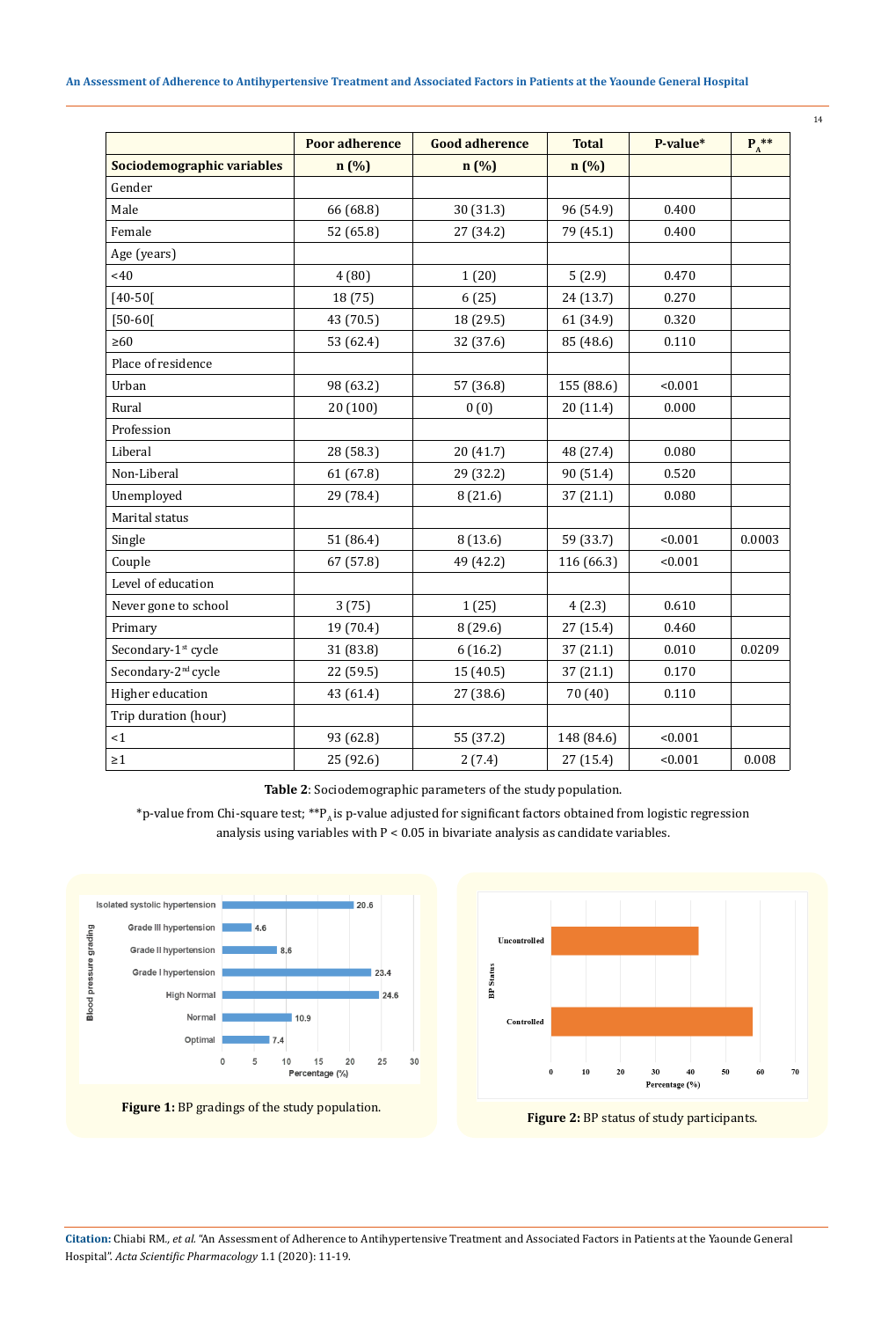| | Poor adherence | Good adherence | Total | P-value* | $P_A$** |
|---|---|---|---|---|---|
| **Sociodemographic variables** | **n (%)** | **n (%)** | **n (%)** | | |
| Gender | | | | | |
| Male | 66 (68.8) | 30 (31.3) | 96 (54.9) | 0.400 | |
| Female | 52 (65.8) | 27 (34.2) | 79 (45.1) | 0.400 | |
| Age (years) | | | | | |
| <40 | 4 (80) | 1 (20) | 5 (2.9) | 0.470 | |
| [40-50[ | 18 (75) | 6 (25) | 24 (13.7) | 0.270 | |
| [50-60[ | 43 (70.5) | 18 (29.5) | 61 (34.9) | 0.320 | |
| ≥60 | 53 (62.4) | 32 (37.6) | 85 (48.6) | 0.110 | |
| Place of residence | | | | | |
| Urban | 98 (63.2) | 57 (36.8) | 155 (88.6) | <0.001 | |
| Rural | 20 (100) | 0 (0) | 20 (11.4) | 0.000 | |
| Profession | | | | | |
| Liberal | 28 (58.3) | 20 (41.7) | 48 (27.4) | 0.080 | |
| Non-Liberal | 61 (67.8) | 29 (32.2) | 90 (51.4) | 0.520 | |
| Unemployed | 29 (78.4) | 8 (21.6) | 37 (21.1) | 0.080 | |
| Marital status | | | | | |
| Single | 51 (86.4) | 8 (13.6) | 59 (33.7) | <0.001 | 0.0003 |
| Couple | 67 (57.8) | 49 (42.2) | 116 (66.3) | <0.001 | |
| Level of education | | | | | |
| Never gone to school | 3 (75) | 1 (25) | 4 (2.3) | 0.610 | |
| Primary | 19 (70.4) | 8 (29.6) | 27 (15.4) | 0.460 | |
| Secondary-1st cycle | 31 (83.8) | 6 (16.2) | 37 (21.1) | 0.010 | 0.0209 |
| Secondary-2nd cycle | 22 (59.5) | 15 (40.5) | 37 (21.1) | 0.170 | |
| Higher education | 43 (61.4) | 27 (38.6) | 70 (40) | 0.110 | |
| Trip duration (hour) | | | | | |
| <1 | 93 (62.8) | 55 (37.2) | 148 (84.6) | <0.001 | |
| ≥1 | 25 (92.6) | 2 (7.4) | 27 (15.4) | <0.001 | 0.008 |

**Table 2**: Sociodemographic parameters of the study population.

*p-value from Chi-square test; **$P_A$ is p-value adjusted for significant factors obtained from logistic regression analysis using variables with P < 0.05 in bivariate analysis as candidate variables.

**Figure 1:** BP gradings of the study population.

**Figure 2:** BP status of study participants.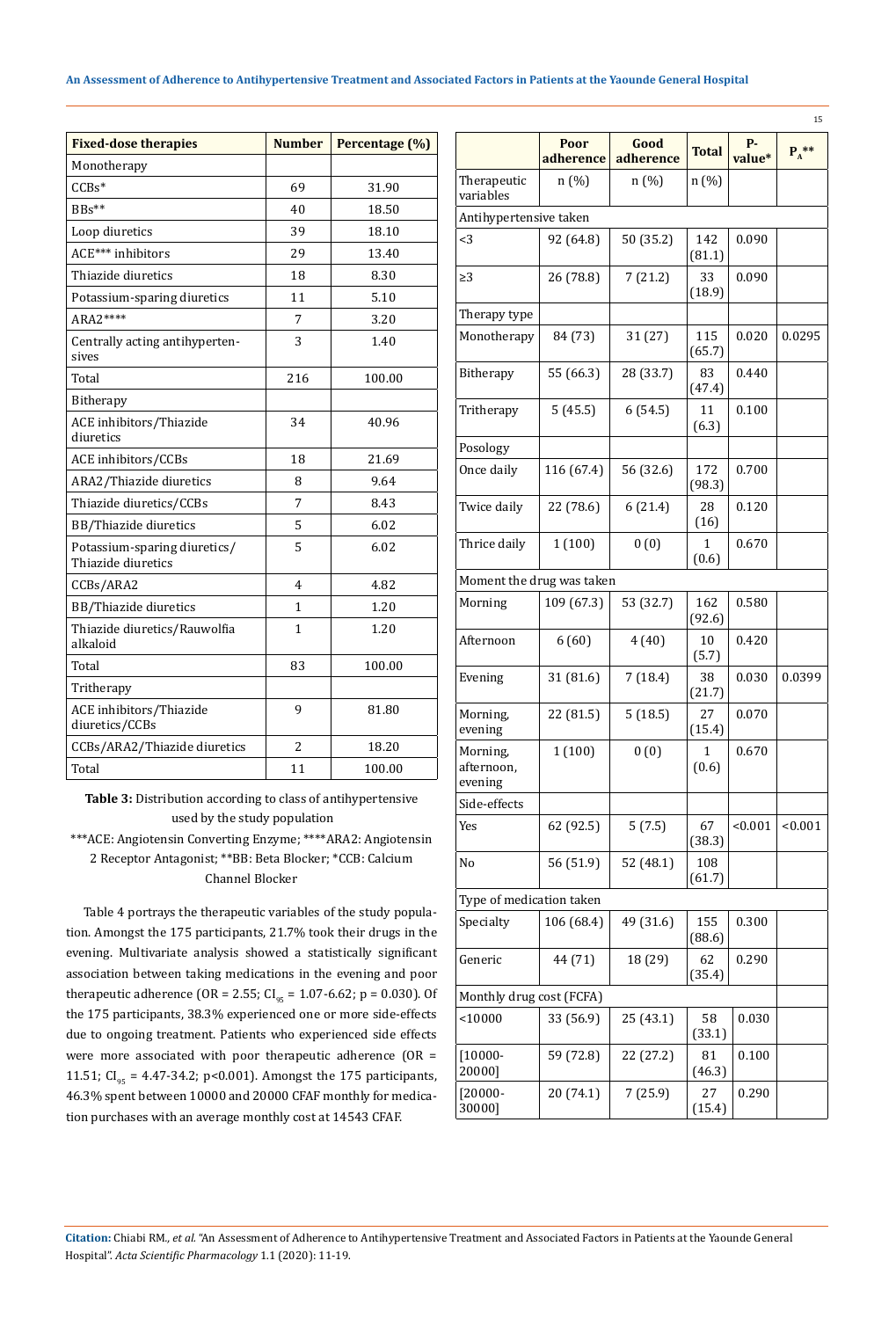| Fixed-dose therapies | Number | Percentage (%) |
|---|---|---|
| Monotherapy | | |
| CCBs* | 69 | 31.90 |
| BBs** | 40 | 18.50 |
| Loop diuretics | 39 | 18.10 |
| ACE*** inhibitors | 29 | 13.40 |
| Thiazide diuretics | 18 | 8.30 |
| Potassium-sparing diuretics | 11 | 5.10 |
| ARA2**** | 7 | 3.20 |
| Centrally acting antihypertensives | 3 | 1.40 |
| Total | 216 | 100.00 |
| Bitherapy | | |
| ACE inhibitors/Thiazide diuretics | 34 | 40.96 |
| ACE inhibitors/CCBs | 18 | 21.69 |
| ARA2/Thiazide diuretics | 8 | 9.64 |
| Thiazide diuretics/CCBs | 7 | 8.43 |
| BB/Thiazide diuretics | 5 | 6.02 |
| Potassium-sparing diuretics/ Thiazide diuretics | 5 | 6.02 |
| CCBs/ARA2 | 4 | 4.82 |
| BB/Thiazide diuretics | 1 | 1.20 |
| Thiazide diuretics/Rauwolfia alkaloid | 1 | 1.20 |
| Total | 83 | 100.00 |
| Tritherapy | | |
| ACE inhibitors/Thiazide diuretics/CCBs | 9 | 81.80 |
| CCBs/ARA2/Thiazide diuretics | 2 | 18.20 |
| Total | 11 | 100.00 |

**Table 3:** Distribution according to class of antihypertensive used by the study population

***ACE: Angiotensin Converting Enzyme; ****ARA2: Angiotensin 2 Receptor Antagonist; **BB: Beta Blocker; *CCB: Calcium Channel Blocker

Table 4 portrays the therapeutic variables of the study population. Amongst the 175 participants, 21.7% took their drugs in the evening. Multivariate analysis showed a statistically significant association between taking medications in the evening and poor therapeutic adherence (OR = 2.55; $CI_{95}$ = 1.07-6.62; p = 0.030). Of the 175 participants, 38.3% experienced one or more side-effects due to ongoing treatment. Patients who experienced side effects were more associated with poor therapeutic adherence (OR = 11.51; $CI_{95}$ = 4.47-34.2; p<0.001). Amongst the 175 participants, 46.3% spent between 10000 and 20000 CFAF monthly for medication purchases with an average monthly cost at 14543 CFAF.

| | Poor adherence | Good adherence | Total | P-value* | $P_A$** |
|---|---|---|---|---|---|
| Therapeutic variables | n (%) | n (%) | n (%) | | |
| Antihypertensive taken | | | | | |
| <3 | 92 (64.8) | 50 (35.2) | 142 (81.1) | 0.090 | |
| ≥3 | 26 (78.8) | 7 (21.2) | 33 (18.9) | 0.090 | |
| Therapy type | | | | | |
| Monotherapy | 84 (73) | 31 (27) | 115 (65.7) | 0.020 | 0.0295 |
| Bitherapy | 55 (66.3) | 28 (33.7) | 83 (47.4) | 0.440 | |
| Tritherapy | 5 (45.5) | 6 (54.5) | 11 (6.3) | 0.100 | |
| Posology | | | | | |
| Once daily | 116 (67.4) | 56 (32.6) | 172 (98.3) | 0.700 | |
| Twice daily | 22 (78.6) | 6 (21.4) | 28 (16) | 0.120 | |
| Thrice daily | 1 (100) | 0 (0) | 1 (0.6) | 0.670 | |
| Moment the drug was taken | | | | | |
| Morning | 109 (67.3) | 53 (32.7) | 162 (92.6) | 0.580 | |
| Afternoon | 6 (60) | 4 (40) | 10 (5.7) | 0.420 | |
| Evening | 31 (81.6) | 7 (18.4) | 38 (21.7) | 0.030 | 0.0399 |
| Morning, evening | 22 (81.5) | 5 (18.5) | 27 (15.4) | 0.070 | |
| Morning, afternoon, evening | 1 (100) | 0 (0) | 1 (0.6) | 0.670 | |
| Side-effects | | | | | |
| Yes | 62 (92.5) | 5 (7.5) | 67 (38.3) | <0.001 | <0.001 |
| No | 56 (51.9) | 52 (48.1) | 108 (61.7) | | |
| Type of medication taken | | | | | |
| Specialty | 106 (68.4) | 49 (31.6) | 155 (88.6) | 0.300 | |
| Generic | 44 (71) | 18 (29) | 62 (35.4) | 0.290 | |
| Monthly drug cost (FCFA) | | | | | |
| <10000 | 33 (56.9) | 25 (43.1) | 58 (33.1) | 0.030 | |
| [10000-20000] | 59 (72.8) | 22 (27.2) | 81 (46.3) | 0.100 | |
| [20000-30000] | 20 (74.1) | 7 (25.9) | 27 (15.4) | 0.290 | |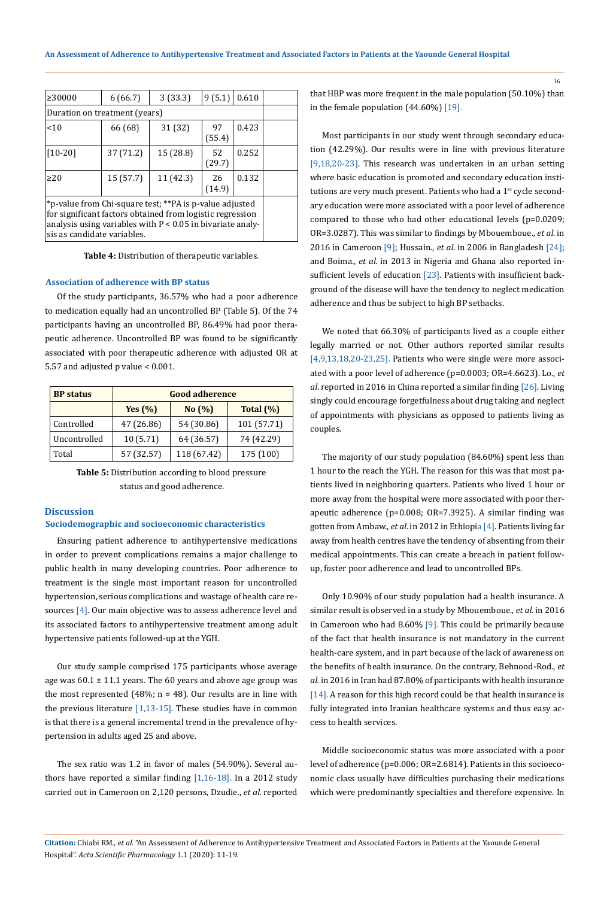| ≥30000 | 6 (66.7) | 3 (33.3) | 9 (5.1) | 0.610 | |
|---|---|---|---|---|---|
| Duration on treatment (years) | | | | | |
| <10 | 66 (68) | 31 (32) | 97 (55.4) | 0.423 | |
| [10-20] | 37 (71.2) | 15 (28.8) | 52 (29.7) | 0.252 | |
| ≥20 | 15 (57.7) | 11 (42.3) | 26 (14.9) | 0.132 | |
| *p-value from Chi-square test; **PA is p-value adjusted for significant factors obtained from logistic regression analysis using variables with P < 0.05 in bivariate analysis as candidate variables. | | | | | |

**Table 4:** Distribution of therapeutic variables.

### Association of adherence with BP status

Of the study participants, 36.57% who had a poor adherence to medication equally had an uncontrolled BP (Table 5). Of the 74 participants having an uncontrolled BP, 86.49% had poor therapeutic adherence. Uncontrolled BP was found to be significantly associated with poor therapeutic adherence with adjusted OR at 5.57 and adjusted p value < 0.001.

| BP status | Good adherence | | |
|---|---|---|---|
| | Yes (%) | No (%) | Total (%) |
| Controlled | 47 (26.86) | 54 (30.86) | 101 (57.71) |
| Uncontrolled | 10 (5.71) | 64 (36.57) | 74 (42.29) |
| Total | 57 (32.57) | 118 (67.42) | 175 (100) |

**Table 5:** Distribution according to blood pressure status and good adherence.

## Discussion

### Sociodemographic and socioeconomic characteristics

Ensuring patient adherence to antihypertensive medications in order to prevent complications remains a major challenge to public health in many developing countries. Poor adherence to treatment is the single most important reason for uncontrolled hypertension, serious complications and wastage of health care resources [4]. Our main objective was to assess adherence level and its associated factors to antihypertensive treatment among adult hypertensive patients followed-up at the YGH.

Our study sample comprised 175 participants whose average age was 60.1 ± 11.1 years. The 60 years and above age group was the most represented (48%; n = 48). Our results are in line with the previous literature [1,13-15]. These studies have in common is that there is a general incremental trend in the prevalence of hypertension in adults aged 25 and above.

The sex ratio was 1.2 in favor of males (54.90%). Several authors have reported a similar finding [1,16-18]. In a 2012 study carried out in Cameroon on 2,120 persons, Dzudie., *et al.* reported that HBP was more frequent in the male population (50.10%) than in the female population (44.60%) [19].

Most participants in our study went through secondary education (42.29%). Our results were in line with previous literature [9,18,20-23]. This research was undertaken in an urban setting where basic education is promoted and secondary education institutions are very much present. Patients who had a 1st cycle secondary education were more associated with a poor level of adherence compared to those who had other educational levels (p=0.0209; OR=3.0287). This was similar to findings by Mbouemboue., *et al.* in 2016 in Cameroon [9]; Hussain., *et al.* in 2006 in Bangladesh [24]; and Boima., *et al.* in 2013 in Nigeria and Ghana also reported insufficient levels of education [23]. Patients with insufficient background of the disease will have the tendency to neglect medication adherence and thus be subject to high BP setbacks.

We noted that 66.30% of participants lived as a couple either legally married or not. Other authors reported similar results [4,9,13,18,20-23,25]. Patients who were single were more associated with a poor level of adherence (p=0.0003; OR=4.6623). Lo., *et al.* reported in 2016 in China reported a similar finding [26]. Living singly could encourage forgetfulness about drug taking and neglect of appointments with physicians as opposed to patients living as couples.

The majority of our study population (84.60%) spent less than 1 hour to the reach the YGH. The reason for this was that most patients lived in neighboring quarters. Patients who lived 1 hour or more away from the hospital were more associated with poor therapeutic adherence (p=0.008; OR=7.3925). A similar finding was gotten from Ambaw., *et al.* in 2012 in Ethiopia [4]. Patients living far away from health centres have the tendency of absenting from their medical appointments. This can create a breach in patient follow-up, foster poor adherence and lead to uncontrolled BPs.

Only 10.90% of our study population had a health insurance. A similar result is observed in a study by Mbouemboue., *et al.* in 2016 in Cameroon who had 8.60% [9]. This could be primarily because of the fact that health insurance is not mandatory in the current health-care system, and in part because of the lack of awareness on the benefits of health insurance. On the contrary, Behnood-Rod., *et al.* in 2016 in Iran had 87.80% of participants with health insurance [14]. A reason for this high record could be that health insurance is fully integrated into Iranian healthcare systems and thus easy access to health services.

Middle socioeconomic status was more associated with a poor level of adherence (p=0.006; OR=2.6814). Patients in this socioeconomic class usually have difficulties purchasing their medications which were predominantly specialties and therefore expensive. In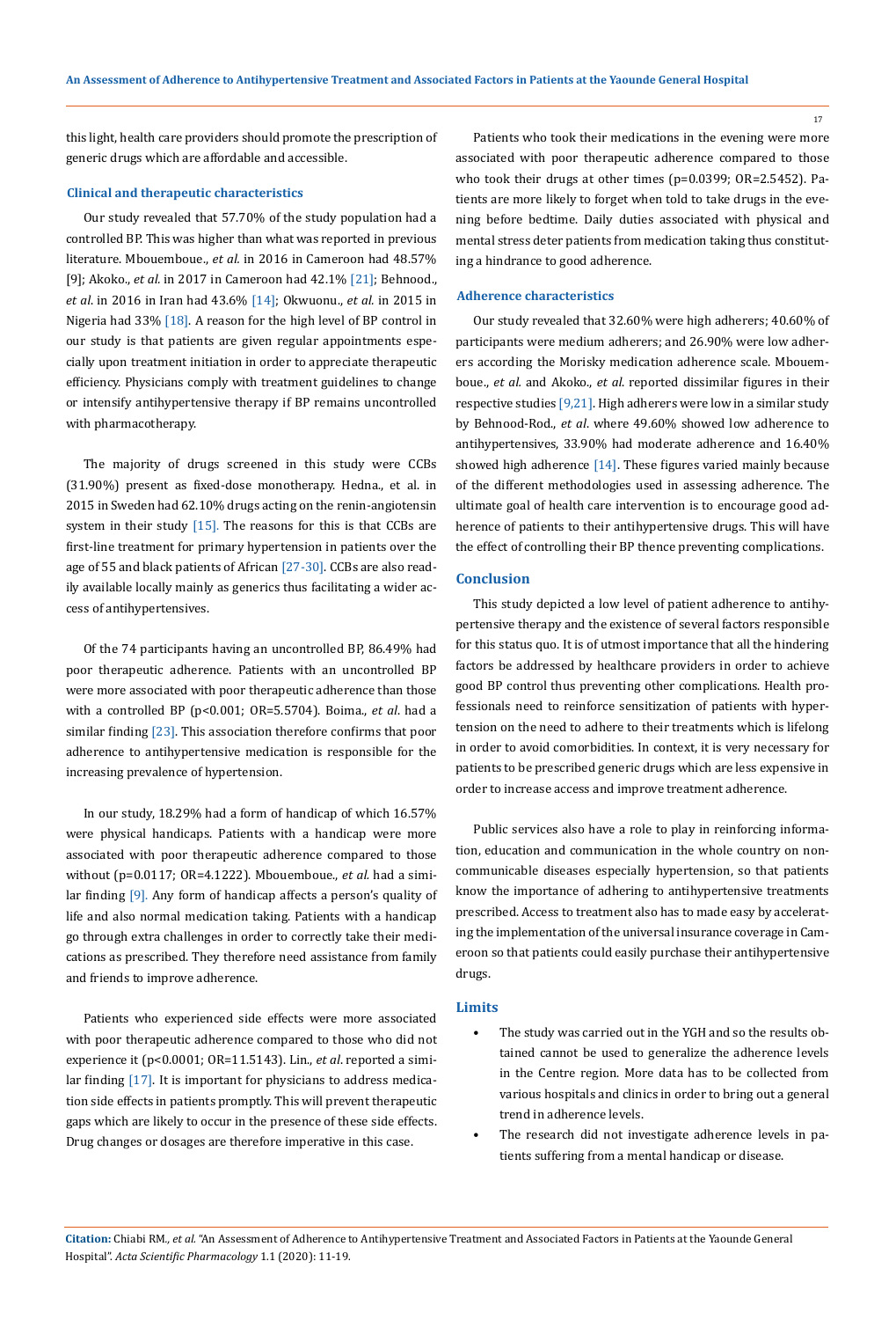this light, health care providers should promote the prescription of generic drugs which are affordable and accessible.

### Clinical and therapeutic characteristics

Our study revealed that 57.70% of the study population had a controlled BP. This was higher than what was reported in previous literature. Mbouemboue., *et al.* in 2016 in Cameroon had 48.57% [9]; Akoko., *et al.* in 2017 in Cameroon had 42.1% [21]; Behnood., *et al.* in 2016 in Iran had 43.6% [14]; Okwuonu., *et al.* in 2015 in Nigeria had 33% [18]. A reason for the high level of BP control in our study is that patients are given regular appointments especially upon treatment initiation in order to appreciate therapeutic efficiency. Physicians comply with treatment guidelines to change or intensify antihypertensive therapy if BP remains uncontrolled with pharmacotherapy.

The majority of drugs screened in this study were CCBs (31.90%) present as fixed-dose monotherapy. Hedna., et al. in 2015 in Sweden had 62.10% drugs acting on the renin-angiotensin system in their study [15]. The reasons for this is that CCBs are first-line treatment for primary hypertension in patients over the age of 55 and black patients of African [27-30]. CCBs are also readily available locally mainly as generics thus facilitating a wider access of antihypertensives.

Of the 74 participants having an uncontrolled BP, 86.49% had poor therapeutic adherence. Patients with an uncontrolled BP were more associated with poor therapeutic adherence than those with a controlled BP ($p<0.001$; OR=5.5704). Boima., *et al.* had a similar finding [23]. This association therefore confirms that poor adherence to antihypertensive medication is responsible for the increasing prevalence of hypertension.

In our study, 18.29% had a form of handicap of which 16.57% were physical handicaps. Patients with a handicap were more associated with poor therapeutic adherence compared to those without ($p=0.0117$; OR=4.1222). Mbouemboue., *et al.* had a similar finding [9]. Any form of handicap affects a person's quality of life and also normal medication taking. Patients with a handicap go through extra challenges in order to correctly take their medications as prescribed. They therefore need assistance from family and friends to improve adherence.

Patients who experienced side effects were more associated with poor therapeutic adherence compared to those who did not experience it ($p<0.0001$; OR=11.5143). Lin., *et al.* reported a similar finding [17]. It is important for physicians to address medication side effects in patients promptly. This will prevent therapeutic gaps which are likely to occur in the presence of these side effects. Drug changes or dosages are therefore imperative in this case.

Patients who took their medications in the evening were more associated with poor therapeutic adherence compared to those who took their drugs at other times ($p=0.0399$; OR=2.5452). Patients are more likely to forget when told to take drugs in the evening before bedtime. Daily duties associated with physical and mental stress deter patients from medication taking thus constituting a hindrance to good adherence.

### Adherence characteristics

Our study revealed that 32.60% were high adherers; 40.60% of participants were medium adherers; and 26.90% were low adherers according the Morisky medication adherence scale. Mbouemboue., *et al.* and Akoko., *et al.* reported dissimilar figures in their respective studies [9,21]. High adherers were low in a similar study by Behnood-Rod., *et al.* where 49.60% showed low adherence to antihypertensives, 33.90% had moderate adherence and 16.40% showed high adherence [14]. These figures varied mainly because of the different methodologies used in assessing adherence. The ultimate goal of health care intervention is to encourage good adherence of patients to their antihypertensive drugs. This will have the effect of controlling their BP thence preventing complications.

## Conclusion

This study depicted a low level of patient adherence to antihypertensive therapy and the existence of several factors responsible for this status quo. It is of utmost importance that all the hindering factors be addressed by healthcare providers in order to achieve good BP control thus preventing other complications. Health professionals need to reinforce sensitization of patients with hypertension on the need to adhere to their treatments which is lifelong in order to avoid comorbidities. In context, it is very necessary for patients to be prescribed generic drugs which are less expensive in order to increase access and improve treatment adherence.

Public services also have a role to play in reinforcing information, education and communication in the whole country on non-communicable diseases especially hypertension, so that patients know the importance of adhering to antihypertensive treatments prescribed. Access to treatment also has to made easy by accelerating the implementation of the universal insurance coverage in Cameroon so that patients could easily purchase their antihypertensive drugs.

## Limits

- The study was carried out in the YGH and so the results obtained cannot be used to generalize the adherence levels in the Centre region. More data has to be collected from various hospitals and clinics in order to bring out a general trend in adherence levels.
- The research did not investigate adherence levels in patients suffering from a mental handicap or disease.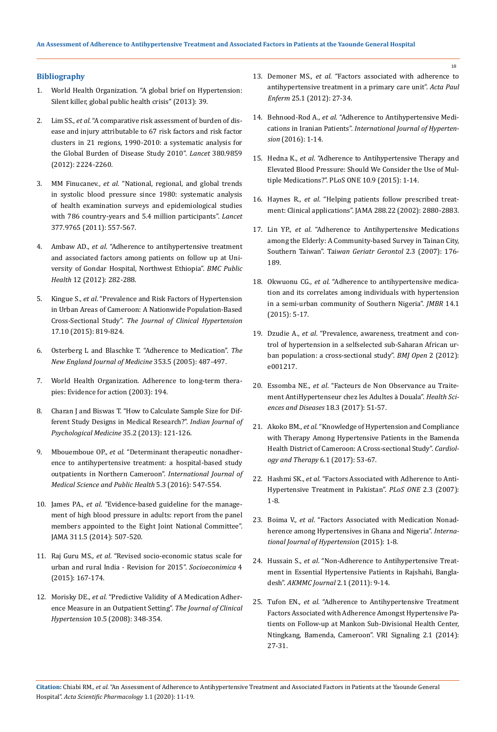### Bibliography

1. World Health Organization. "A global brief on Hypertension: Silent killer, global public health crisis" (2013): 39.
2. Lim SS., *et al*. "A comparative risk assessment of burden of disease and injury attributable to 67 risk factors and risk factor clusters in 21 regions, 1990-2010: a systematic analysis for the Global Burden of Disease Study 2010". *Lancet* 380.9859 (2012): 2224-2260.
3. MM Finucanev., *et al*. "National, regional, and global trends in systolic blood pressure since 1980: systematic analysis of health examination surveys and epidemiological studies with 786 country-years and 5.4 million participants". *Lancet* 377.9765 (2011): 557-567.
4. Ambaw AD., *et al*. "Adherence to antihypertensive treatment and associated factors among patients on follow up at University of Gondar Hospital, Northwest Ethiopia". *BMC Public Health* 12 (2012): 282-288.
5. Kingue S., *et al*. "Prevalence and Risk Factors of Hypertension in Urban Areas of Cameroon: A Nationwide Population-Based Cross-Sectional Study". *The Journal of Clinical Hypertension* 17.10 (2015): 819-824.
6. Osterberg L and Blaschke T. "Adherence to Medication". *The New England Journal of Medicine* 353.5 (2005): 487-497.
7. World Health Organization. Adherence to long-term therapies: Evidence for action (2003): 194.
8. Charan J and Biswas T. "How to Calculate Sample Size for Different Study Designs in Medical Research?". *Indian Journal of Psychological Medicine* 35.2 (2013): 121-126.
9. Mbouemboue OP., *et al*. "Determinant therapeutic nonadherence to antihypertensive treatment: a hospital-based study outpatients in Northern Cameroon". *International Journal of Medical Science and Public Health* 5.3 (2016): 547-554.
10. James PA., *et al*. "Evidence-based guideline for the management of high blood pressure in adults: report from the panel members appointed to the Eight Joint National Committee". JAMA 311.5 (2014): 507-520.
11. Raj Guru MS., *et al*. "Revised socio-economic status scale for urban and rural India - Revision for 2015". *Socioeconimica* 4 (2015): 167-174.
12. Morisky DE., *et al*. "Predictive Validity of A Medication Adherence Measure in an Outpatient Setting". *The Journal of Clinical Hypertension* 10.5 (2008): 348-354.
13. Demoner MS., *et al*. "Factors associated with adherence to antihypertensive treatment in a primary care unit". *Acta Paul Enferm* 25.1 (2012): 27-34.
14. Behnood-Rod A., *et al*. "Adherence to Antihypertensive Medications in Iranian Patients". *International Journal of Hypertension* (2016): 1-14.
15. Hedna K., *et al*. "Adherence to Antihypertensive Therapy and Elevated Blood Pressure: Should We Consider the Use of Multiple Medications?". PLoS ONE 10.9 (2015): 1-14.
16. Haynes R., *et al*. "Helping patients follow prescribed treatment: Clinical applications". JAMA 288.22 (2002): 2880-2883.
17. Lin YP., *et al*. "Adherence to Antihypertensive Medications among the Elderly: A Community-based Survey in Tainan City, Southern Taiwan". Ta*iwan Geriatr Gerontol* 2.3 (2007): 176-189.
18. Okwuonu CG., *et al*. "Adherence to antihypertensive medication and its correlates among individuals with hypertension in a semi-urban community of Southern Nigeria". *JMBR* 14.1 (2015): 5-17.
19. Dzudie A., *et al*. "Prevalence, awareness, treatment and control of hypertension in a selfselected sub-Saharan African urban population: a cross-sectional study". *BMJ Open* 2 (2012): e001217.
20. Essomba NE., *et al*. "Facteurs de Non Observance au Traitement AntiHypertenseur chez les Adultes à Douala". *Health Sciences and Diseases* 18.3 (2017): 51-57.
21. Akoko BM., *et al*. "Knowledge of Hypertension and Compliance with Therapy Among Hypertensive Patients in the Bamenda Health District of Cameroon: A Cross-sectional Study". *Cardiology and Therapy* 6.1 (2017): 53-67.
22. Hashmi SK., *et al*. "Factors Associated with Adherence to Anti-Hypertensive Treatment in Pakistan". *PLoS ONE* 2.3 (2007): 1-8.
23. Boima V., *et al*. "Factors Associated with Medication Nonadherence among Hypertensives in Ghana and Nigeria". *International Journal of Hypertension* (2015): 1-8.
24. Hussain S., *et al*. "Non-Adherence to Antihypertensive Treatment in Essential Hypertensive Patients in Rajshahi, Bangladesh". *AKMMC Journal* 2.1 (2011): 9-14.
25. Tufon EN., *et al*. "Adherence to Antihypertensive Treatment Factors Associated with Adherence Amongst Hypertensive Patients on Follow-up at Mankon Sub-Divisional Health Center, Ntingkang, Bamenda, Cameroon". VRI Signaling 2.1 (2014): 27-31.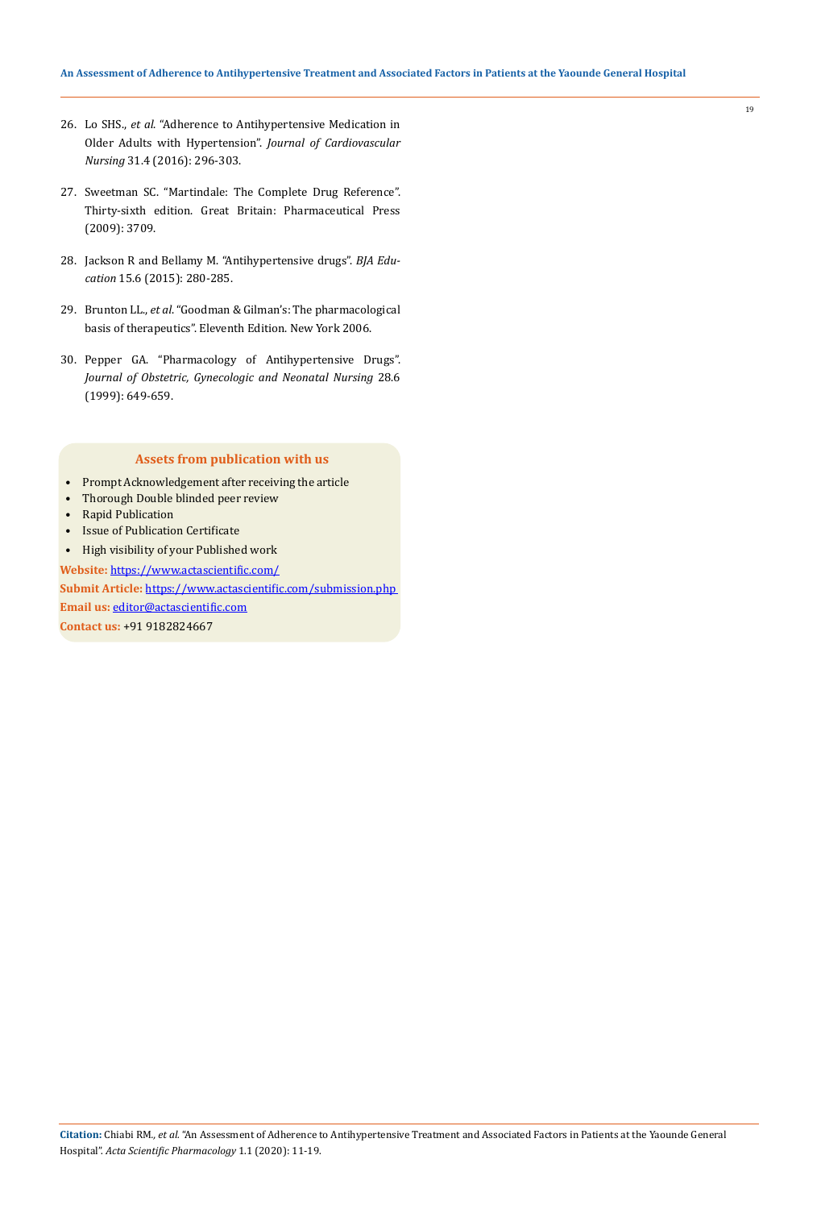26. Lo SHS., *et al*. "Adherence to Antihypertensive Medication in Older Adults with Hypertension". *Journal of Cardiovascular Nursing* 31.4 (2016): 296-303.

27. Sweetman SC. "Martindale: The Complete Drug Reference". Thirty-sixth edition. Great Britain: Pharmaceutical Press (2009): 3709.

28. Jackson R and Bellamy M. "Antihypertensive drugs". *BJA Education* 15.6 (2015): 280-285.

29. Brunton LL., *et al*. "Goodman & Gilman's: The pharmacological basis of therapeutics". Eleventh Edition. New York 2006.

30. Pepper GA. "Pharmacology of Antihypertensive Drugs". *Journal of Obstetric, Gynecologic and Neonatal Nursing* 28.6 (1999): 649-659.

**Assets from publication with us**

- Prompt Acknowledgement after receiving the article
- Thorough Double blinded peer review
- Rapid Publication
- Issue of Publication Certificate
- High visibility of your Published work

**Website:** https://www.actascientific.com/
**Submit Article:** https://www.actascientific.com/submission.php
**Email us:** editor@actascientific.com
**Contact us:** +91 9182824667

**Citation:** Chiabi RM., *et al.* "An Assessment of Adherence to Antihypertensive Treatment and Associated Factors in Patients at the Yaounde General Hospital". *Acta Scientific Pharmacology* 1.1 (2020): 11-19.